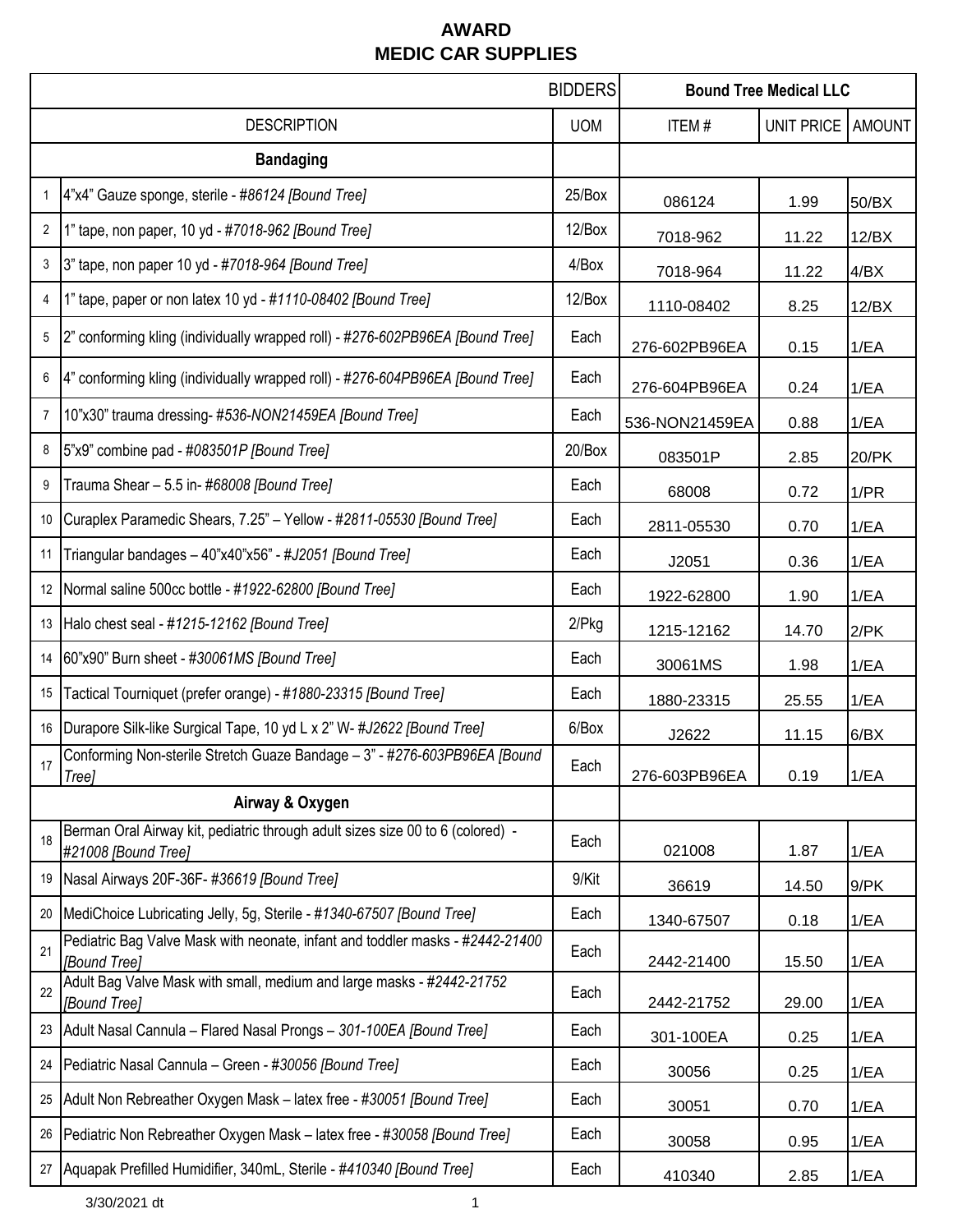# AWARD
# MEDIC CAR SUPPLIES

| | | BIDDERS | Bound Tree Medical LLC | | |
|---|---|---|---|---|---|
| | DESCRIPTION | UOM | ITEM # | UNIT PRICE | AMOUNT |
| | **Bandaging** | | | | |
| 1 | 4"x4" Gauze sponge, sterile - *#86124 [Bound Tree]* | 25/Box | 086124 | 1.99 | 50/BX |
| 2 | 1" tape, non paper, 10 yd - *#7018-962 [Bound Tree]* | 12/Box | 7018-962 | 11.22 | 12/BX |
| 3 | 3" tape, non paper 10 yd - *#7018-964 [Bound Tree]* | 4/Box | 7018-964 | 11.22 | 4/BX |
| 4 | 1" tape, paper or non latex 10 yd - *#1110-08402 [Bound Tree]* | 12/Box | 1110-08402 | 8.25 | 12/BX |
| 5 | 2" conforming kling (individually wrapped roll) - *#276-602PB96EA [Bound Tree]* | Each | 276-602PB96EA | 0.15 | 1/EA |
| 6 | 4" conforming kling (individually wrapped roll) - *#276-604PB96EA [Bound Tree]* | Each | 276-604PB96EA | 0.24 | 1/EA |
| 7 | 10"x30" trauma dressing- *#536-NON21459EA [Bound Tree]* | Each | 536-NON21459EA | 0.88 | 1/EA |
| 8 | 5"x9" combine pad - *#083501P [Bound Tree]* | 20/Box | 083501P | 2.85 | 20/PK |
| 9 | Trauma Shear – 5.5 in- *#68008 [Bound Tree]* | Each | 68008 | 0.72 | 1/PR |
| 10 | Curaplex Paramedic Shears, 7.25" – Yellow - *#2811-05530 [Bound Tree]* | Each | 2811-05530 | 0.70 | 1/EA |
| 11 | Triangular bandages – 40"x40"x56" - *#J2051 [Bound Tree]* | Each | J2051 | 0.36 | 1/EA |
| 12 | Normal saline 500cc bottle - *#1922-62800 [Bound Tree]* | Each | 1922-62800 | 1.90 | 1/EA |
| 13 | Halo chest seal - *#1215-12162 [Bound Tree]* | 2/Pkg | 1215-12162 | 14.70 | 2/PK |
| 14 | 60"x90" Burn sheet - *#30061MS [Bound Tree]* | Each | 30061MS | 1.98 | 1/EA |
| 15 | Tactical Tourniquet (prefer orange) - *#1880-23315 [Bound Tree]* | Each | 1880-23315 | 25.55 | 1/EA |
| 16 | Durapore Silk-like Surgical Tape, 10 yd L x 2" W- *#J2622 [Bound Tree]* | 6/Box | J2622 | 11.15 | 6/BX |
| 17 | Conforming Non-sterile Stretch Guaze Bandage – 3" - *#276-603PB96EA [Bound Tree]* | Each | 276-603PB96EA | 0.19 | 1/EA |
| | **Airway & Oxygen** | | | | |
| 18 | Berman Oral Airway kit, pediatric through adult sizes size 00 to 6 (colored) - *#21008 [Bound Tree]* | Each | 021008 | 1.87 | 1/EA |
| 19 | Nasal Airways 20F-36F- *#36619 [Bound Tree]* | 9/Kit | 36619 | 14.50 | 9/PK |
| 20 | MediChoice Lubricating Jelly, 5g, Sterile - *#1340-67507 [Bound Tree]* | Each | 1340-67507 | 0.18 | 1/EA |
| 21 | Pediatric Bag Valve Mask with neonate, infant and toddler masks - *#2442-21400 [Bound Tree]* | Each | 2442-21400 | 15.50 | 1/EA |
| 22 | Adult Bag Valve Mask with small, medium and large masks - *#2442-21752 [Bound Tree]* | Each | 2442-21752 | 29.00 | 1/EA |
| 23 | Adult Nasal Cannula – Flared Nasal Prongs – *301-100EA [Bound Tree]* | Each | 301-100EA | 0.25 | 1/EA |
| 24 | Pediatric Nasal Cannula – Green - *#30056 [Bound Tree]* | Each | 30056 | 0.25 | 1/EA |
| 25 | Adult Non Rebreather Oxygen Mask – latex free - *#30051 [Bound Tree]* | Each | 30051 | 0.70 | 1/EA |
| 26 | Pediatric Non Rebreather Oxygen Mask – latex free - *#30058 [Bound Tree]* | Each | 30058 | 0.95 | 1/EA |
| 27 | Aquapak Prefilled Humidifier, 340mL, Sterile - *#410340 [Bound Tree]* | Each | 410340 | 2.85 | 1/EA |

3/30/2021 dt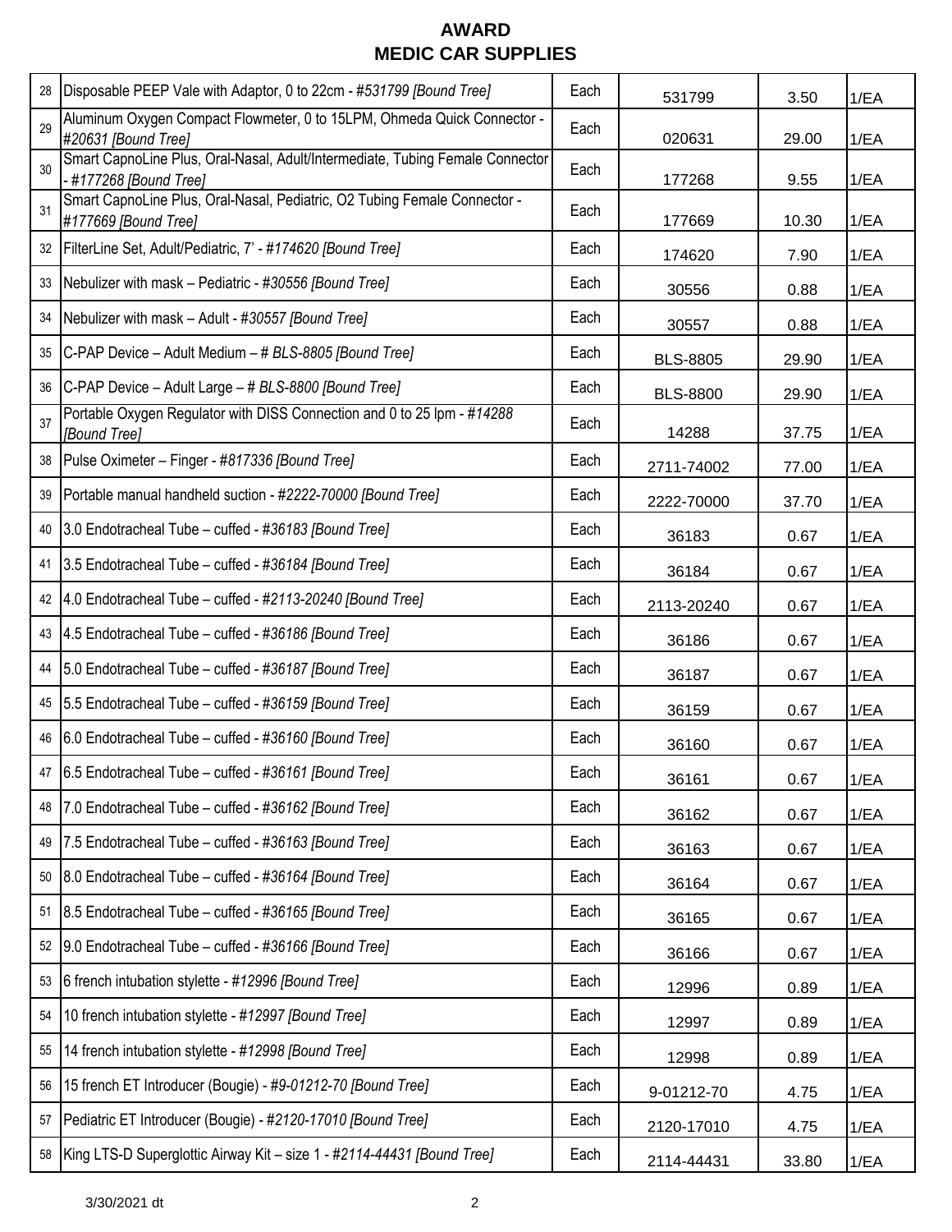# AWARD
# MEDIC CAR SUPPLIES

| | | | | | |
|---|---|---|---|---|---|
| 28 | Disposable PEEP Vale with Adaptor, 0 to 22cm - *#531799 [Bound Tree]* | Each | 531799 | 3.50 | 1/EA |
| 29 | Aluminum Oxygen Compact Flowmeter, 0 to 15LPM, Ohmeda Quick Connector - *#20631 [Bound Tree]* | Each | 020631 | 29.00 | 1/EA |
| 30 | Smart CapnoLine Plus, Oral-Nasal, Adult/Intermediate, Tubing Female Connector - *#177268 [Bound Tree]* | Each | 177268 | 9.55 | 1/EA |
| 31 | Smart CapnoLine Plus, Oral-Nasal, Pediatric, O2 Tubing Female Connector - *#177669 [Bound Tree]* | Each | 177669 | 10.30 | 1/EA |
| 32 | FilterLine Set, Adult/Pediatric, 7' - *#174620 [Bound Tree]* | Each | 174620 | 7.90 | 1/EA |
| 33 | Nebulizer with mask – Pediatric - *#30556 [Bound Tree]* | Each | 30556 | 0.88 | 1/EA |
| 34 | Nebulizer with mask – Adult - *#30557 [Bound Tree]* | Each | 30557 | 0.88 | 1/EA |
| 35 | C-PAP Device – Adult Medium – *# BLS-8805 [Bound Tree]* | Each | BLS-8805 | 29.90 | 1/EA |
| 36 | C-PAP Device – Adult Large – *# BLS-8800 [Bound Tree]* | Each | BLS-8800 | 29.90 | 1/EA |
| 37 | Portable Oxygen Regulator with DISS Connection and 0 to 25 lpm - *#14288 [Bound Tree]* | Each | 14288 | 37.75 | 1/EA |
| 38 | Pulse Oximeter – Finger - *#817336 [Bound Tree]* | Each | 2711-74002 | 77.00 | 1/EA |
| 39 | Portable manual handheld suction - *#2222-70000 [Bound Tree]* | Each | 2222-70000 | 37.70 | 1/EA |
| 40 | 3.0 Endotracheal Tube – cuffed - *#36183 [Bound Tree]* | Each | 36183 | 0.67 | 1/EA |
| 41 | 3.5 Endotracheal Tube – cuffed - *#36184 [Bound Tree]* | Each | 36184 | 0.67 | 1/EA |
| 42 | 4.0 Endotracheal Tube – cuffed - *#2113-20240 [Bound Tree]* | Each | 2113-20240 | 0.67 | 1/EA |
| 43 | 4.5 Endotracheal Tube – cuffed - *#36186 [Bound Tree]* | Each | 36186 | 0.67 | 1/EA |
| 44 | 5.0 Endotracheal Tube – cuffed - *#36187 [Bound Tree]* | Each | 36187 | 0.67 | 1/EA |
| 45 | 5.5 Endotracheal Tube – cuffed - *#36159 [Bound Tree]* | Each | 36159 | 0.67 | 1/EA |
| 46 | 6.0 Endotracheal Tube – cuffed - *#36160 [Bound Tree]* | Each | 36160 | 0.67 | 1/EA |
| 47 | 6.5 Endotracheal Tube – cuffed - *#36161 [Bound Tree]* | Each | 36161 | 0.67 | 1/EA |
| 48 | 7.0 Endotracheal Tube – cuffed - *#36162 [Bound Tree]* | Each | 36162 | 0.67 | 1/EA |
| 49 | 7.5 Endotracheal Tube – cuffed - *#36163 [Bound Tree]* | Each | 36163 | 0.67 | 1/EA |
| 50 | 8.0 Endotracheal Tube – cuffed - *#36164 [Bound Tree]* | Each | 36164 | 0.67 | 1/EA |
| 51 | 8.5 Endotracheal Tube – cuffed - *#36165 [Bound Tree]* | Each | 36165 | 0.67 | 1/EA |
| 52 | 9.0 Endotracheal Tube – cuffed - *#36166 [Bound Tree]* | Each | 36166 | 0.67 | 1/EA |
| 53 | 6 french intubation stylette - *#12996 [Bound Tree]* | Each | 12996 | 0.89 | 1/EA |
| 54 | 10 french intubation stylette - *#12997 [Bound Tree]* | Each | 12997 | 0.89 | 1/EA |
| 55 | 14 french intubation stylette - *#12998 [Bound Tree]* | Each | 12998 | 0.89 | 1/EA |
| 56 | 15 french ET Introducer (Bougie) - *#9-01212-70 [Bound Tree]* | Each | 9-01212-70 | 4.75 | 1/EA |
| 57 | Pediatric ET Introducer (Bougie) - *#2120-17010 [Bound Tree]* | Each | 2120-17010 | 4.75 | 1/EA |
| 58 | King LTS-D Superglottic Airway Kit – size 1 - *#2114-44431 [Bound Tree]* | Each | 2114-44431 | 33.80 | 1/EA |

3/30/2021 dt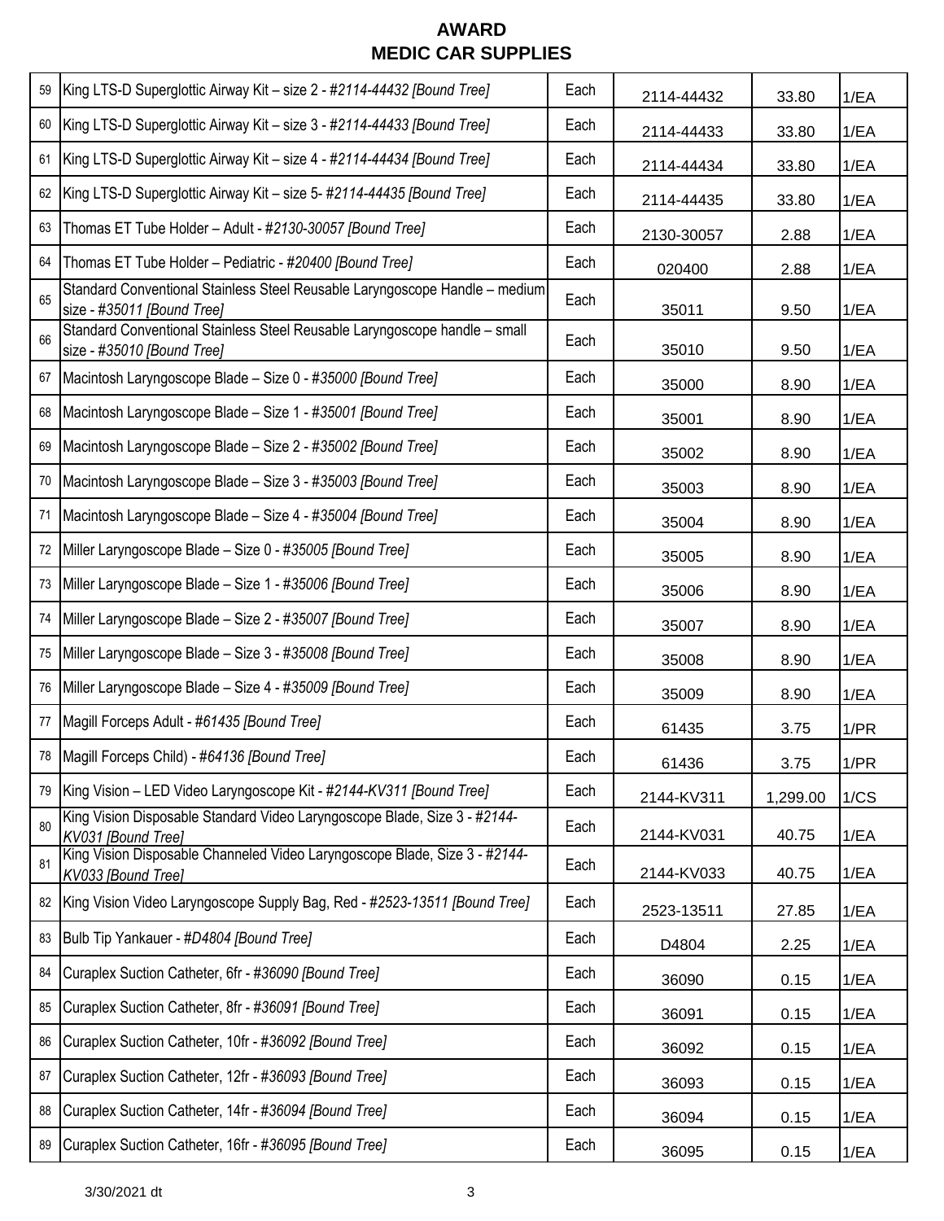# AWARD
## MEDIC CAR SUPPLIES

| # | Description | Unit | Item No. | Price | Pack |
|---|---|---|---|---|---|
| 59 | King LTS-D Superglottic Airway Kit – size 2 - *#2114-44432 [Bound Tree]* | Each | 2114-44432 | 33.80 | 1/EA |
| 60 | King LTS-D Superglottic Airway Kit – size 3 - *#2114-44433 [Bound Tree]* | Each | 2114-44433 | 33.80 | 1/EA |
| 61 | King LTS-D Superglottic Airway Kit – size 4 - *#2114-44434 [Bound Tree]* | Each | 2114-44434 | 33.80 | 1/EA |
| 62 | King LTS-D Superglottic Airway Kit – size 5- *#2114-44435 [Bound Tree]* | Each | 2114-44435 | 33.80 | 1/EA |
| 63 | Thomas ET Tube Holder – Adult - *#2130-30057 [Bound Tree]* | Each | 2130-30057 | 2.88 | 1/EA |
| 64 | Thomas ET Tube Holder – Pediatric - *#20400 [Bound Tree]* | Each | 020400 | 2.88 | 1/EA |
| 65 | Standard Conventional Stainless Steel Reusable Laryngoscope Handle – medium size - *#35011 [Bound Tree]* | Each | 35011 | 9.50 | 1/EA |
| 66 | Standard Conventional Stainless Steel Reusable Laryngoscope handle – small size - *#35010 [Bound Tree]* | Each | 35010 | 9.50 | 1/EA |
| 67 | Macintosh Laryngoscope Blade – Size 0 - *#35000 [Bound Tree]* | Each | 35000 | 8.90 | 1/EA |
| 68 | Macintosh Laryngoscope Blade – Size 1 - *#35001 [Bound Tree]* | Each | 35001 | 8.90 | 1/EA |
| 69 | Macintosh Laryngoscope Blade – Size 2 - *#35002 [Bound Tree]* | Each | 35002 | 8.90 | 1/EA |
| 70 | Macintosh Laryngoscope Blade – Size 3 - *#35003 [Bound Tree]* | Each | 35003 | 8.90 | 1/EA |
| 71 | Macintosh Laryngoscope Blade – Size 4 - *#35004 [Bound Tree]* | Each | 35004 | 8.90 | 1/EA |
| 72 | Miller Laryngoscope Blade – Size 0 - *#35005 [Bound Tree]* | Each | 35005 | 8.90 | 1/EA |
| 73 | Miller Laryngoscope Blade – Size 1 - *#35006 [Bound Tree]* | Each | 35006 | 8.90 | 1/EA |
| 74 | Miller Laryngoscope Blade – Size 2 - *#35007 [Bound Tree]* | Each | 35007 | 8.90 | 1/EA |
| 75 | Miller Laryngoscope Blade – Size 3 - *#35008 [Bound Tree]* | Each | 35008 | 8.90 | 1/EA |
| 76 | Miller Laryngoscope Blade – Size 4 - *#35009 [Bound Tree]* | Each | 35009 | 8.90 | 1/EA |
| 77 | Magill Forceps Adult - *#61435 [Bound Tree]* | Each | 61435 | 3.75 | 1/PR |
| 78 | Magill Forceps Child) - *#64136 [Bound Tree]* | Each | 61436 | 3.75 | 1/PR |
| 79 | King Vision – LED Video Laryngoscope Kit - *#2144-KV311 [Bound Tree]* | Each | 2144-KV311 | 1,299.00 | 1/CS |
| 80 | King Vision Disposable Standard Video Laryngoscope Blade, Size 3 - *#2144-KV031 [Bound Tree]* | Each | 2144-KV031 | 40.75 | 1/EA |
| 81 | King Vision Disposable Channeled Video Laryngoscope Blade, Size 3 - *#2144-KV033 [Bound Tree]* | Each | 2144-KV033 | 40.75 | 1/EA |
| 82 | King Vision Video Laryngoscope Supply Bag, Red - *#2523-13511 [Bound Tree]* | Each | 2523-13511 | 27.85 | 1/EA |
| 83 | Bulb Tip Yankauer - *#D4804 [Bound Tree]* | Each | D4804 | 2.25 | 1/EA |
| 84 | Curaplex Suction Catheter, 6fr - *#36090 [Bound Tree]* | Each | 36090 | 0.15 | 1/EA |
| 85 | Curaplex Suction Catheter, 8fr - *#36091 [Bound Tree]* | Each | 36091 | 0.15 | 1/EA |
| 86 | Curaplex Suction Catheter, 10fr - *#36092 [Bound Tree]* | Each | 36092 | 0.15 | 1/EA |
| 87 | Curaplex Suction Catheter, 12fr - *#36093 [Bound Tree]* | Each | 36093 | 0.15 | 1/EA |
| 88 | Curaplex Suction Catheter, 14fr - *#36094 [Bound Tree]* | Each | 36094 | 0.15 | 1/EA |
| 89 | Curaplex Suction Catheter, 16fr - *#36095 [Bound Tree]* | Each | 36095 | 0.15 | 1/EA |

3/30/2021 dt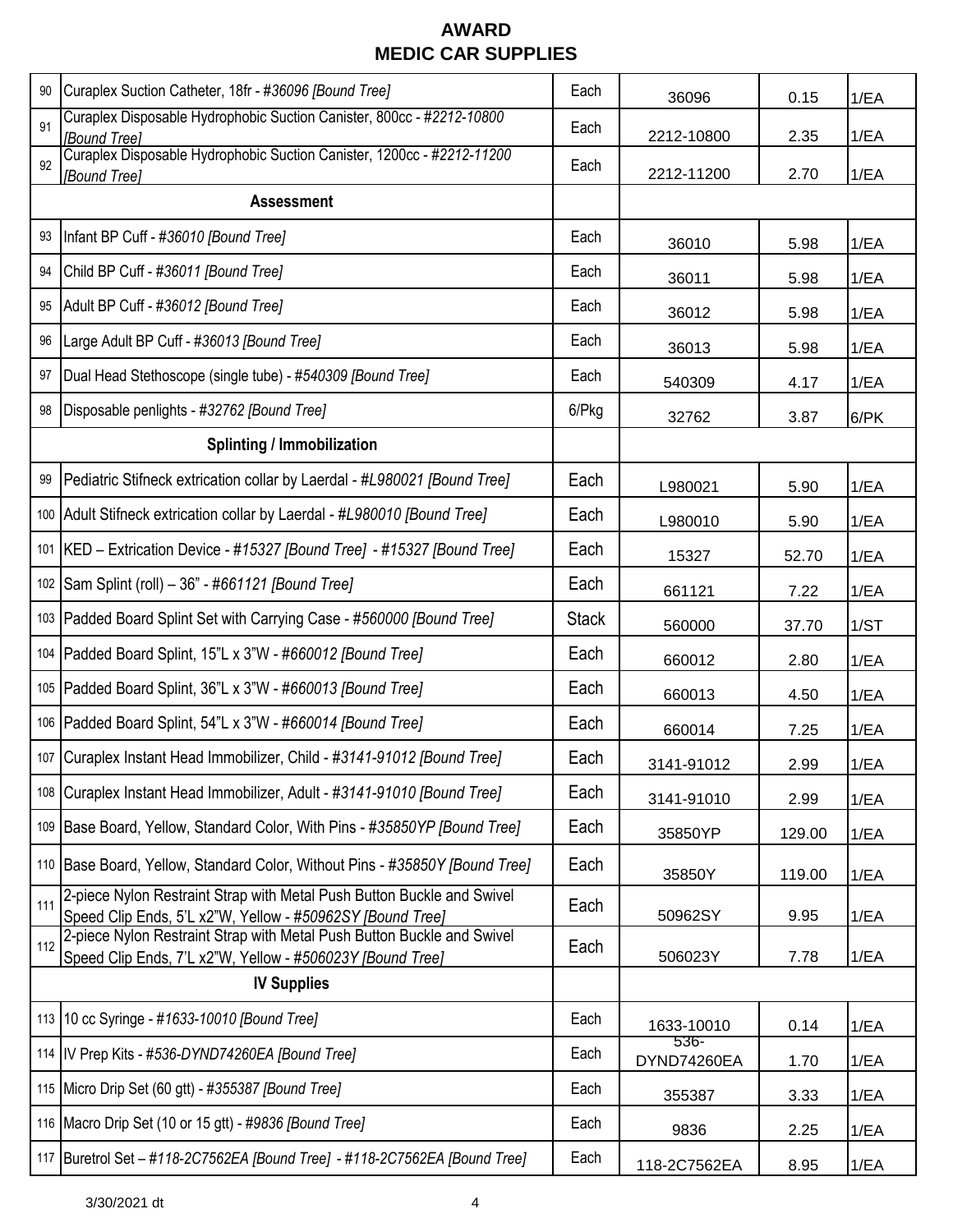# AWARD
## MEDIC CAR SUPPLIES

| | | | | | |
|---|---|---|---|---|---|
| 90 | Curaplex Suction Catheter, 18fr - *#36096 [Bound Tree]* | Each | 36096 | 0.15 | 1/EA |
| 91 | Curaplex Disposable Hydrophobic Suction Canister, 800cc - *#2212-10800 [Bound Tree]* | Each | 2212-10800 | 2.35 | 1/EA |
| 92 | Curaplex Disposable Hydrophobic Suction Canister, 1200cc - *#2212-11200 [Bound Tree]* | Each | 2212-11200 | 2.70 | 1/EA |
| | **Assessment** | | | | |
| 93 | Infant BP Cuff - *#36010 [Bound Tree]* | Each | 36010 | 5.98 | 1/EA |
| 94 | Child BP Cuff - *#36011 [Bound Tree]* | Each | 36011 | 5.98 | 1/EA |
| 95 | Adult BP Cuff - *#36012 [Bound Tree]* | Each | 36012 | 5.98 | 1/EA |
| 96 | Large Adult BP Cuff - *#36013 [Bound Tree]* | Each | 36013 | 5.98 | 1/EA |
| 97 | Dual Head Stethoscope (single tube) - *#540309 [Bound Tree]* | Each | 540309 | 4.17 | 1/EA |
| 98 | Disposable penlights - *#32762 [Bound Tree]* | 6/Pkg | 32762 | 3.87 | 6/PK |
| | **Splinting / Immobilization** | | | | |
| 99 | Pediatric Stifneck extrication collar by Laerdal - *#L980021 [Bound Tree]* | Each | L980021 | 5.90 | 1/EA |
| 100 | Adult Stifneck extrication collar by Laerdal - *#L980010 [Bound Tree]* | Each | L980010 | 5.90 | 1/EA |
| 101 | KED – Extrication Device - *#15327 [Bound Tree] - #15327 [Bound Tree]* | Each | 15327 | 52.70 | 1/EA |
| 102 | Sam Splint (roll) – 36" - *#661121 [Bound Tree]* | Each | 661121 | 7.22 | 1/EA |
| 103 | Padded Board Splint Set with Carrying Case - *#560000 [Bound Tree]* | Stack | 560000 | 37.70 | 1/ST |
| 104 | Padded Board Splint, 15"L x 3"W - *#660012 [Bound Tree]* | Each | 660012 | 2.80 | 1/EA |
| 105 | Padded Board Splint, 36"L x 3"W - *#660013 [Bound Tree]* | Each | 660013 | 4.50 | 1/EA |
| 106 | Padded Board Splint, 54"L x 3"W - *#660014 [Bound Tree]* | Each | 660014 | 7.25 | 1/EA |
| 107 | Curaplex Instant Head Immobilizer, Child - *#3141-91012 [Bound Tree]* | Each | 3141-91012 | 2.99 | 1/EA |
| 108 | Curaplex Instant Head Immobilizer, Adult - *#3141-91010 [Bound Tree]* | Each | 3141-91010 | 2.99 | 1/EA |
| 109 | Base Board, Yellow, Standard Color, With Pins - *#35850YP [Bound Tree]* | Each | 35850YP | 129.00 | 1/EA |
| 110 | Base Board, Yellow, Standard Color, Without Pins - *#35850Y [Bound Tree]* | Each | 35850Y | 119.00 | 1/EA |
| 111 | 2-piece Nylon Restraint Strap with Metal Push Button Buckle and Swivel Speed Clip Ends, 5'L x2"W, Yellow - *#50962SY [Bound Tree]* | Each | 50962SY | 9.95 | 1/EA |
| 112 | 2-piece Nylon Restraint Strap with Metal Push Button Buckle and Swivel Speed Clip Ends, 7'L x2"W, Yellow - *#506023Y [Bound Tree]* | Each | 506023Y | 7.78 | 1/EA |
| | **IV Supplies** | | | | |
| 113 | 10 cc Syringe - *#1633-10010 [Bound Tree]* | Each | 1633-10010 | 0.14 | 1/EA |
| 114 | IV Prep Kits - *#536-DYND74260EA [Bound Tree]* | Each | 536-DYND74260EA | 1.70 | 1/EA |
| 115 | Micro Drip Set (60 gtt) - *#355387 [Bound Tree]* | Each | 355387 | 3.33 | 1/EA |
| 116 | Macro Drip Set (10 or 15 gtt) - *#9836 [Bound Tree]* | Each | 9836 | 2.25 | 1/EA |
| 117 | Buretrol Set – *#118-2C7562EA [Bound Tree] - #118-2C7562EA [Bound Tree]* | Each | 118-2C7562EA | 8.95 | 1/EA |

3/30/2021 dt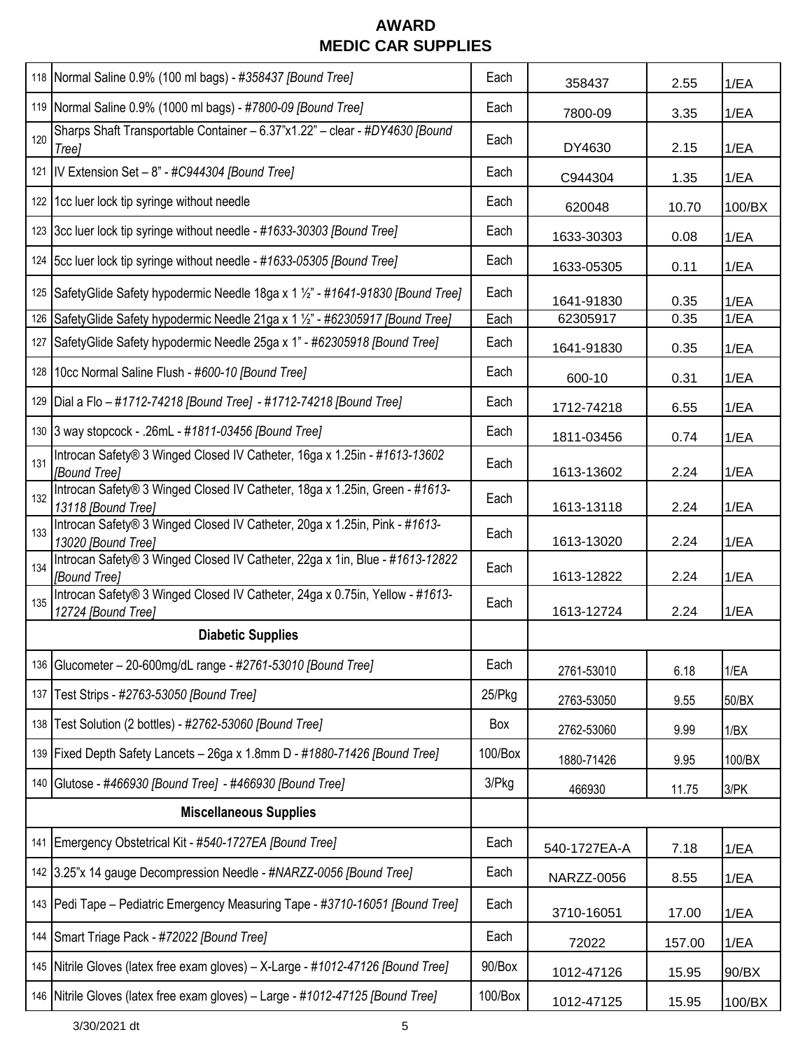# AWARD
## MEDIC CAR SUPPLIES

| # | Description | Unit | Item No. | Price | UOM |
|---|---|---|---|---|---|
| 118 | Normal Saline 0.9% (100 ml bags) - *#358437 [Bound Tree]* | Each | 358437 | 2.55 | 1/EA |
| 119 | Normal Saline 0.9% (1000 ml bags) - *#7800-09 [Bound Tree]* | Each | 7800-09 | 3.35 | 1/EA |
| 120 | Sharps Shaft Transportable Container – 6.37"x1.22" – clear - *#DY4630 [Bound Tree]* | Each | DY4630 | 2.15 | 1/EA |
| 121 | IV Extension Set – 8" - *#C944304 [Bound Tree]* | Each | C944304 | 1.35 | 1/EA |
| 122 | 1cc luer lock tip syringe without needle | Each | 620048 | 10.70 | 100/BX |
| 123 | 3cc luer lock tip syringe without needle - *#1633-30303 [Bound Tree]* | Each | 1633-30303 | 0.08 | 1/EA |
| 124 | 5cc luer lock tip syringe without needle - *#1633-05305 [Bound Tree]* | Each | 1633-05305 | 0.11 | 1/EA |
| 125 | SafetyGlide Safety hypodermic Needle 18ga x 1 ½" - *#1641-91830 [Bound Tree]* | Each | 1641-91830 | 0.35 | 1/EA |
| 126 | SafetyGlide Safety hypodermic Needle 21ga x 1 ½" - *#62305917 [Bound Tree]* | Each | 62305917 | 0.35 | 1/EA |
| 127 | SafetyGlide Safety hypodermic Needle 25ga x 1" - *#62305918 [Bound Tree]* | Each | 1641-91830 | 0.35 | 1/EA |
| 128 | 10cc Normal Saline Flush - *#600-10 [Bound Tree]* | Each | 600-10 | 0.31 | 1/EA |
| 129 | Dial a Flo – *#1712-74218 [Bound Tree]* - *#1712-74218 [Bound Tree]* | Each | 1712-74218 | 6.55 | 1/EA |
| 130 | 3 way stopcock - .26mL - *#1811-03456 [Bound Tree]* | Each | 1811-03456 | 0.74 | 1/EA |
| 131 | Introcan Safety® 3 Winged Closed IV Catheter, 16ga x 1.25in - *#1613-13602 [Bound Tree]* | Each | 1613-13602 | 2.24 | 1/EA |
| 132 | Introcan Safety® 3 Winged Closed IV Catheter, 18ga x 1.25in, Green - *#1613-13118 [Bound Tree]* | Each | 1613-13118 | 2.24 | 1/EA |
| 133 | Introcan Safety® 3 Winged Closed IV Catheter, 20ga x 1.25in, Pink - *#1613-13020 [Bound Tree]* | Each | 1613-13020 | 2.24 | 1/EA |
| 134 | Introcan Safety® 3 Winged Closed IV Catheter, 22ga x 1in, Blue - *#1613-12822 [Bound Tree]* | Each | 1613-12822 | 2.24 | 1/EA |
| 135 | Introcan Safety® 3 Winged Closed IV Catheter, 24ga x 0.75in, Yellow - *#1613-12724 [Bound Tree]* | Each | 1613-12724 | 2.24 | 1/EA |
| | **Diabetic Supplies** | | | | |
| 136 | Glucometer – 20-600mg/dL range - *#2761-53010 [Bound Tree]* | Each | 2761-53010 | 6.18 | 1/EA |
| 137 | Test Strips - *#2763-53050 [Bound Tree]* | 25/Pkg | 2763-53050 | 9.55 | 50/BX |
| 138 | Test Solution (2 bottles) - *#2762-53060 [Bound Tree]* | Box | 2762-53060 | 9.99 | 1/BX |
| 139 | Fixed Depth Safety Lancets – 26ga x 1.8mm D - *#1880-71426 [Bound Tree]* | 100/Box | 1880-71426 | 9.95 | 100/BX |
| 140 | Glutose - *#466930 [Bound Tree]* - *#466930 [Bound Tree]* | 3/Pkg | 466930 | 11.75 | 3/PK |
| | **Miscellaneous Supplies** | | | | |
| 141 | Emergency Obstetrical Kit - *#540-1727EA [Bound Tree]* | Each | 540-1727EA-A | 7.18 | 1/EA |
| 142 | 3.25"x 14 gauge Decompression Needle - *#NARZZ-0056 [Bound Tree]* | Each | NARZZ-0056 | 8.55 | 1/EA |
| 143 | Pedi Tape – Pediatric Emergency Measuring Tape - *#3710-16051 [Bound Tree]* | Each | 3710-16051 | 17.00 | 1/EA |
| 144 | Smart Triage Pack - *#72022 [Bound Tree]* | Each | 72022 | 157.00 | 1/EA |
| 145 | Nitrile Gloves (latex free exam gloves) – X-Large - *#1012-47126 [Bound Tree]* | 90/Box | 1012-47126 | 15.95 | 90/BX |
| 146 | Nitrile Gloves (latex free exam gloves) – Large - *#1012-47125 [Bound Tree]* | 100/Box | 1012-47125 | 15.95 | 100/BX |

3/30/2021 dt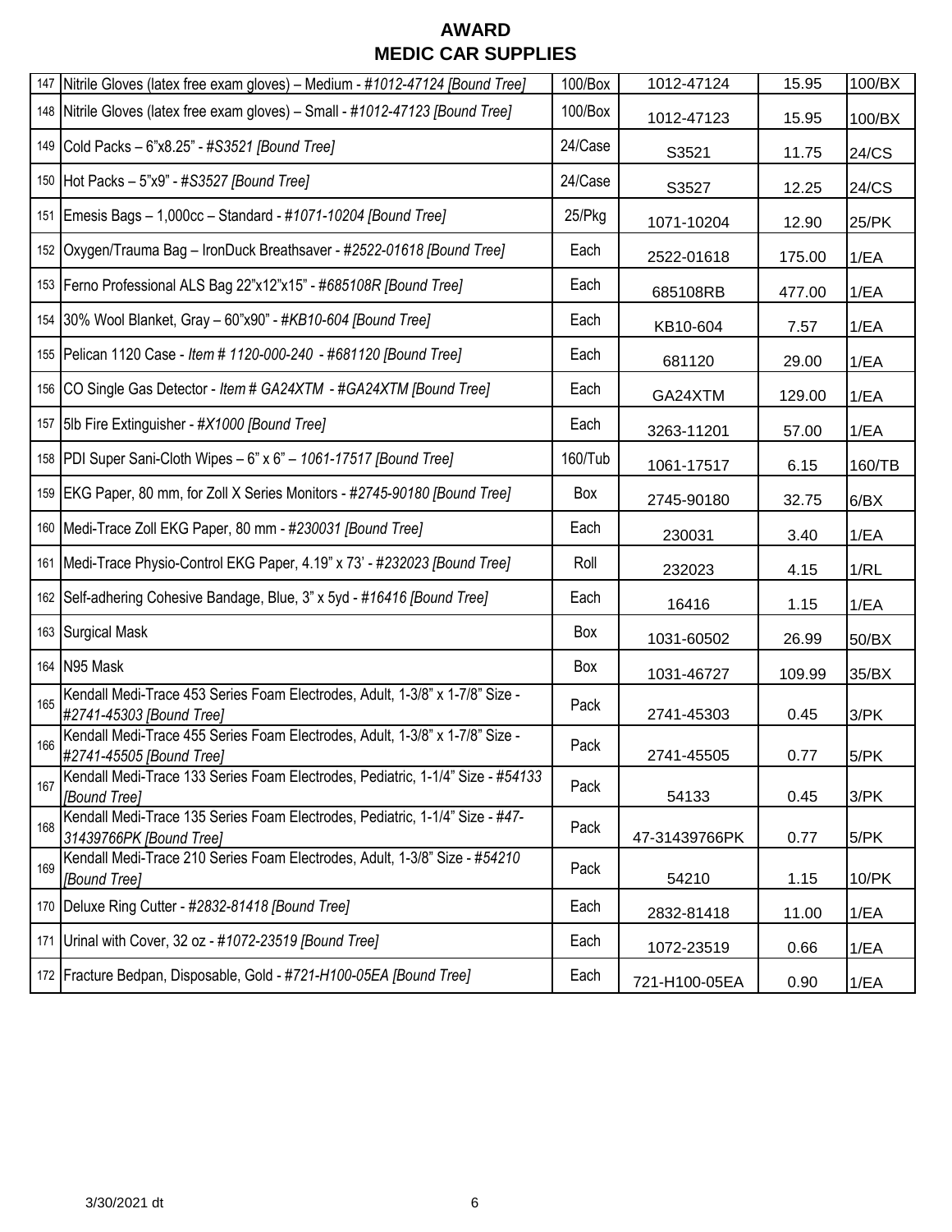# AWARD
## MEDIC CAR SUPPLIES

| | | | | | |
|---|---|---|---|---|---|
| 147 | Nitrile Gloves (latex free exam gloves) – Medium - *#1012-47124 [Bound Tree]* | 100/Box | 1012-47124 | 15.95 | 100/BX |
| 148 | Nitrile Gloves (latex free exam gloves) – Small - *#1012-47123 [Bound Tree]* | 100/Box | 1012-47123 | 15.95 | 100/BX |
| 149 | Cold Packs – 6"x8.25" - *#S3521 [Bound Tree]* | 24/Case | S3521 | 11.75 | 24/CS |
| 150 | Hot Packs – 5"x9" - *#S3527 [Bound Tree]* | 24/Case | S3527 | 12.25 | 24/CS |
| 151 | Emesis Bags – 1,000cc – Standard - *#1071-10204 [Bound Tree]* | 25/Pkg | 1071-10204 | 12.90 | 25/PK |
| 152 | Oxygen/Trauma Bag – IronDuck Breathsaver - *#2522-01618 [Bound Tree]* | Each | 2522-01618 | 175.00 | 1/EA |
| 153 | Ferno Professional ALS Bag 22"x12"x15" - *#685108R [Bound Tree]* | Each | 685108RB | 477.00 | 1/EA |
| 154 | 30% Wool Blanket, Gray – 60"x90" - *#KB10-604 [Bound Tree]* | Each | KB10-604 | 7.57 | 1/EA |
| 155 | Pelican 1120 Case - *Item # 1120-000-240 - #681120 [Bound Tree]* | Each | 681120 | 29.00 | 1/EA |
| 156 | CO Single Gas Detector - *Item # GA24XTM - #GA24XTM [Bound Tree]* | Each | GA24XTM | 129.00 | 1/EA |
| 157 | 5lb Fire Extinguisher - *#X1000 [Bound Tree]* | Each | 3263-11201 | 57.00 | 1/EA |
| 158 | PDI Super Sani-Cloth Wipes – 6" x 6" – *1061-17517 [Bound Tree]* | 160/Tub | 1061-17517 | 6.15 | 160/TB |
| 159 | EKG Paper, 80 mm, for Zoll X Series Monitors - *#2745-90180 [Bound Tree]* | Box | 2745-90180 | 32.75 | 6/BX |
| 160 | Medi-Trace Zoll EKG Paper, 80 mm - *#230031 [Bound Tree]* | Each | 230031 | 3.40 | 1/EA |
| 161 | Medi-Trace Physio-Control EKG Paper, 4.19" x 73' - *#232023 [Bound Tree]* | Roll | 232023 | 4.15 | 1/RL |
| 162 | Self-adhering Cohesive Bandage, Blue, 3" x 5yd - *#16416 [Bound Tree]* | Each | 16416 | 1.15 | 1/EA |
| 163 | Surgical Mask | Box | 1031-60502 | 26.99 | 50/BX |
| 164 | N95 Mask | Box | 1031-46727 | 109.99 | 35/BX |
| 165 | Kendall Medi-Trace 453 Series Foam Electrodes, Adult, 1-3/8" x 1-7/8" Size - *#2741-45303 [Bound Tree]* | Pack | 2741-45303 | 0.45 | 3/PK |
| 166 | Kendall Medi-Trace 455 Series Foam Electrodes, Adult, 1-3/8" x 1-7/8" Size - *#2741-45505 [Bound Tree]* | Pack | 2741-45505 | 0.77 | 5/PK |
| 167 | Kendall Medi-Trace 133 Series Foam Electrodes, Pediatric, 1-1/4" Size - *#54133 [Bound Tree]* | Pack | 54133 | 0.45 | 3/PK |
| 168 | Kendall Medi-Trace 135 Series Foam Electrodes, Pediatric, 1-1/4" Size - *#47-31439766PK [Bound Tree]* | Pack | 47-31439766PK | 0.77 | 5/PK |
| 169 | Kendall Medi-Trace 210 Series Foam Electrodes, Adult, 1-3/8" Size - *#54210 [Bound Tree]* | Pack | 54210 | 1.15 | 10/PK |
| 170 | Deluxe Ring Cutter - *#2832-81418 [Bound Tree]* | Each | 2832-81418 | 11.00 | 1/EA |
| 171 | Urinal with Cover, 32 oz - *#1072-23519 [Bound Tree]* | Each | 1072-23519 | 0.66 | 1/EA |
| 172 | Fracture Bedpan, Disposable, Gold - *#721-H100-05EA [Bound Tree]* | Each | 721-H100-05EA | 0.90 | 1/EA |

3/30/2021 dt